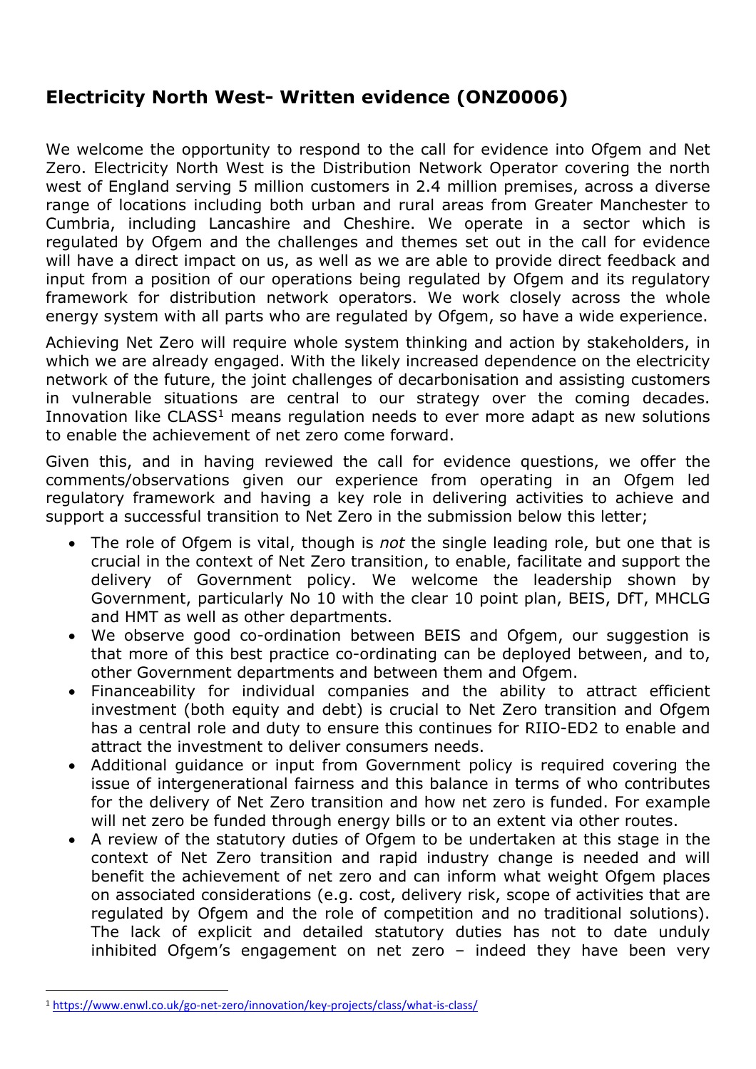# Electricity North West- Written evidence (ONZ0006)

We welcome the opportunity to respond to the call for evidence into Ofgem and Net Zero. Electricity North West is the Distribution Network Operator covering the north west of England serving 5 million customers in 2.4 million premises, across a diverse range of locations including both urban and rural areas from Greater Manchester to Cumbria, including Lancashire and Cheshire. We operate in a sector which is regulated by Ofgem and the challenges and themes set out in the call for evidence will have a direct impact on us, as well as we are able to provide direct feedback and input from a position of our operations being regulated by Ofgem and its regulatory framework for distribution network operators. We work closely across the whole energy system with all parts who are regulated by Ofgem, so have a wide experience.

Achieving Net Zero will require whole system thinking and action by stakeholders, in which we are already engaged. With the likely increased dependence on the electricity network of the future, the joint challenges of decarbonisation and assisting customers in vulnerable situations are central to our strategy over the coming decades. Innovation like CLASS[1] means regulation needs to ever more adapt as new solutions to enable the achievement of net zero come forward.

Given this, and in having reviewed the call for evidence questions, we offer the comments/observations given our experience from operating in an Ofgem led regulatory framework and having a key role in delivering activities to achieve and support a successful transition to Net Zero in the submission below this letter;

- The role of Ofgem is vital, though is *not* the single leading role, but one that is crucial in the context of Net Zero transition, to enable, facilitate and support the delivery of Government policy. We welcome the leadership shown by Government, particularly No 10 with the clear 10 point plan, BEIS, DfT, MHCLG and HMT as well as other departments.
- We observe good co-ordination between BEIS and Ofgem, our suggestion is that more of this best practice co-ordinating can be deployed between, and to, other Government departments and between them and Ofgem.
- Financeability for individual companies and the ability to attract efficient investment (both equity and debt) is crucial to Net Zero transition and Ofgem has a central role and duty to ensure this continues for RIIO-ED2 to enable and attract the investment to deliver consumers needs.
- Additional guidance or input from Government policy is required covering the issue of intergenerational fairness and this balance in terms of who contributes for the delivery of Net Zero transition and how net zero is funded. For example will net zero be funded through energy bills or to an extent via other routes.
- A review of the statutory duties of Ofgem to be undertaken at this stage in the context of Net Zero transition and rapid industry change is needed and will benefit the achievement of net zero and can inform what weight Ofgem places on associated considerations (e.g. cost, delivery risk, scope of activities that are regulated by Ofgem and the role of competition and no traditional solutions). The lack of explicit and detailed statutory duties has not to date unduly inhibited Ofgem's engagement on net zero – indeed they have been very

[1] https://www.enwl.co.uk/go-net-zero/innovation/key-projects/class/what-is-class/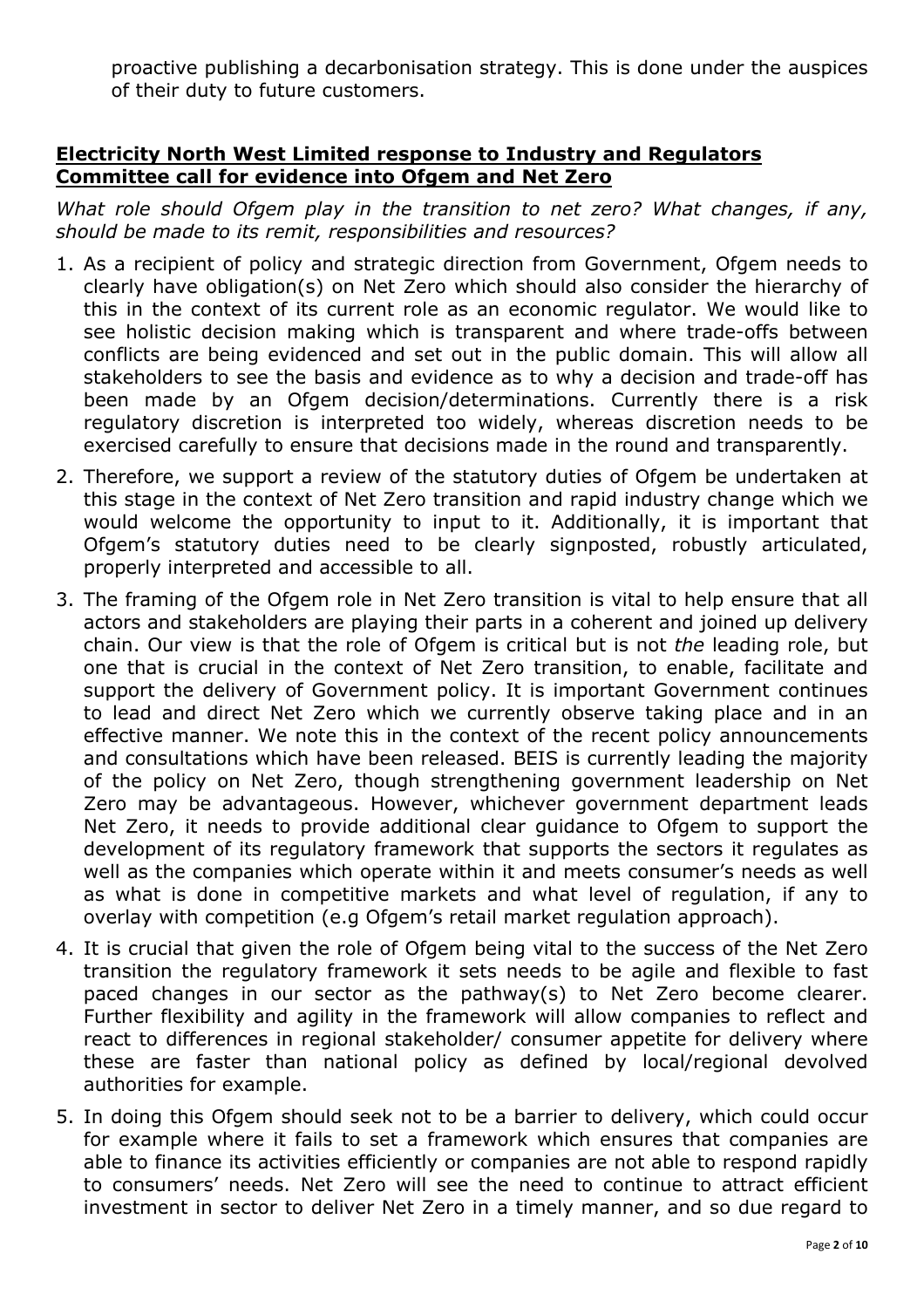proactive publishing a decarbonisation strategy. This is done under the auspices of their duty to future customers.

## **Electricity North West Limited response to Industry and Regulators Committee call for evidence into Ofgem and Net Zero**

*What role should Ofgem play in the transition to net zero? What changes, if any, should be made to its remit, responsibilities and resources?*

1. As a recipient of policy and strategic direction from Government, Ofgem needs to clearly have obligation(s) on Net Zero which should also consider the hierarchy of this in the context of its current role as an economic regulator. We would like to see holistic decision making which is transparent and where trade-offs between conflicts are being evidenced and set out in the public domain. This will allow all stakeholders to see the basis and evidence as to why a decision and trade-off has been made by an Ofgem decision/determinations. Currently there is a risk regulatory discretion is interpreted too widely, whereas discretion needs to be exercised carefully to ensure that decisions made in the round and transparently.
2. Therefore, we support a review of the statutory duties of Ofgem be undertaken at this stage in the context of Net Zero transition and rapid industry change which we would welcome the opportunity to input to it. Additionally, it is important that Ofgem's statutory duties need to be clearly signposted, robustly articulated, properly interpreted and accessible to all.
3. The framing of the Ofgem role in Net Zero transition is vital to help ensure that all actors and stakeholders are playing their parts in a coherent and joined up delivery chain. Our view is that the role of Ofgem is critical but is not *the* leading role, but one that is crucial in the context of Net Zero transition, to enable, facilitate and support the delivery of Government policy. It is important Government continues to lead and direct Net Zero which we currently observe taking place and in an effective manner. We note this in the context of the recent policy announcements and consultations which have been released. BEIS is currently leading the majority of the policy on Net Zero, though strengthening government leadership on Net Zero may be advantageous. However, whichever government department leads Net Zero, it needs to provide additional clear guidance to Ofgem to support the development of its regulatory framework that supports the sectors it regulates as well as the companies which operate within it and meets consumer's needs as well as what is done in competitive markets and what level of regulation, if any to overlay with competition (e.g Ofgem's retail market regulation approach).
4. It is crucial that given the role of Ofgem being vital to the success of the Net Zero transition the regulatory framework it sets needs to be agile and flexible to fast paced changes in our sector as the pathway(s) to Net Zero become clearer. Further flexibility and agility in the framework will allow companies to reflect and react to differences in regional stakeholder/ consumer appetite for delivery where these are faster than national policy as defined by local/regional devolved authorities for example.
5. In doing this Ofgem should seek not to be a barrier to delivery, which could occur for example where it fails to set a framework which ensures that companies are able to finance its activities efficiently or companies are not able to respond rapidly to consumers' needs. Net Zero will see the need to continue to attract efficient investment in sector to deliver Net Zero in a timely manner, and so due regard to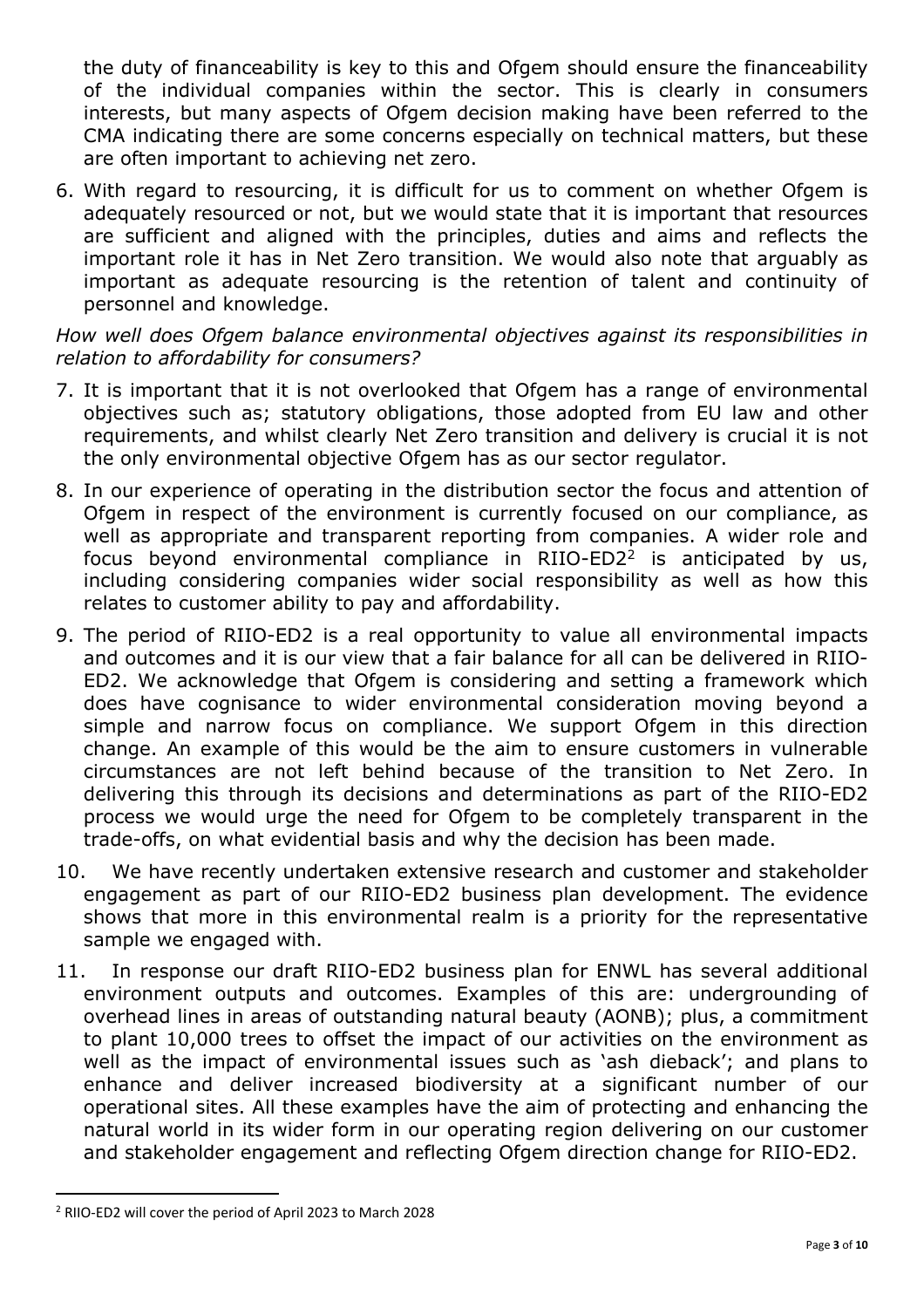the duty of financeability is key to this and Ofgem should ensure the financeability of the individual companies within the sector. This is clearly in consumers interests, but many aspects of Ofgem decision making have been referred to the CMA indicating there are some concerns especially on technical matters, but these are often important to achieving net zero.

6. With regard to resourcing, it is difficult for us to comment on whether Ofgem is adequately resourced or not, but we would state that it is important that resources are sufficient and aligned with the principles, duties and aims and reflects the important role it has in Net Zero transition. We would also note that arguably as important as adequate resourcing is the retention of talent and continuity of personnel and knowledge.

*How well does Ofgem balance environmental objectives against its responsibilities in relation to affordability for consumers?*

7. It is important that it is not overlooked that Ofgem has a range of environmental objectives such as; statutory obligations, those adopted from EU law and other requirements, and whilst clearly Net Zero transition and delivery is crucial it is not the only environmental objective Ofgem has as our sector regulator.

8. In our experience of operating in the distribution sector the focus and attention of Ofgem in respect of the environment is currently focused on our compliance, as well as appropriate and transparent reporting from companies. A wider role and focus beyond environmental compliance in RIIO-ED2[2] is anticipated by us, including considering companies wider social responsibility as well as how this relates to customer ability to pay and affordability.

9. The period of RIIO-ED2 is a real opportunity to value all environmental impacts and outcomes and it is our view that a fair balance for all can be delivered in RIIO-ED2. We acknowledge that Ofgem is considering and setting a framework which does have cognisance to wider environmental consideration moving beyond a simple and narrow focus on compliance. We support Ofgem in this direction change. An example of this would be the aim to ensure customers in vulnerable circumstances are not left behind because of the transition to Net Zero. In delivering this through its decisions and determinations as part of the RIIO-ED2 process we would urge the need for Ofgem to be completely transparent in the trade-offs, on what evidential basis and why the decision has been made.

10. We have recently undertaken extensive research and customer and stakeholder engagement as part of our RIIO-ED2 business plan development. The evidence shows that more in this environmental realm is a priority for the representative sample we engaged with.

11. In response our draft RIIO-ED2 business plan for ENWL has several additional environment outputs and outcomes. Examples of this are: undergrounding of overhead lines in areas of outstanding natural beauty (AONB); plus, a commitment to plant 10,000 trees to offset the impact of our activities on the environment as well as the impact of environmental issues such as 'ash dieback'; and plans to enhance and deliver increased biodiversity at a significant number of our operational sites. All these examples have the aim of protecting and enhancing the natural world in its wider form in our operating region delivering on our customer and stakeholder engagement and reflecting Ofgem direction change for RIIO-ED2.

---

[2] RIIO-ED2 will cover the period of April 2023 to March 2028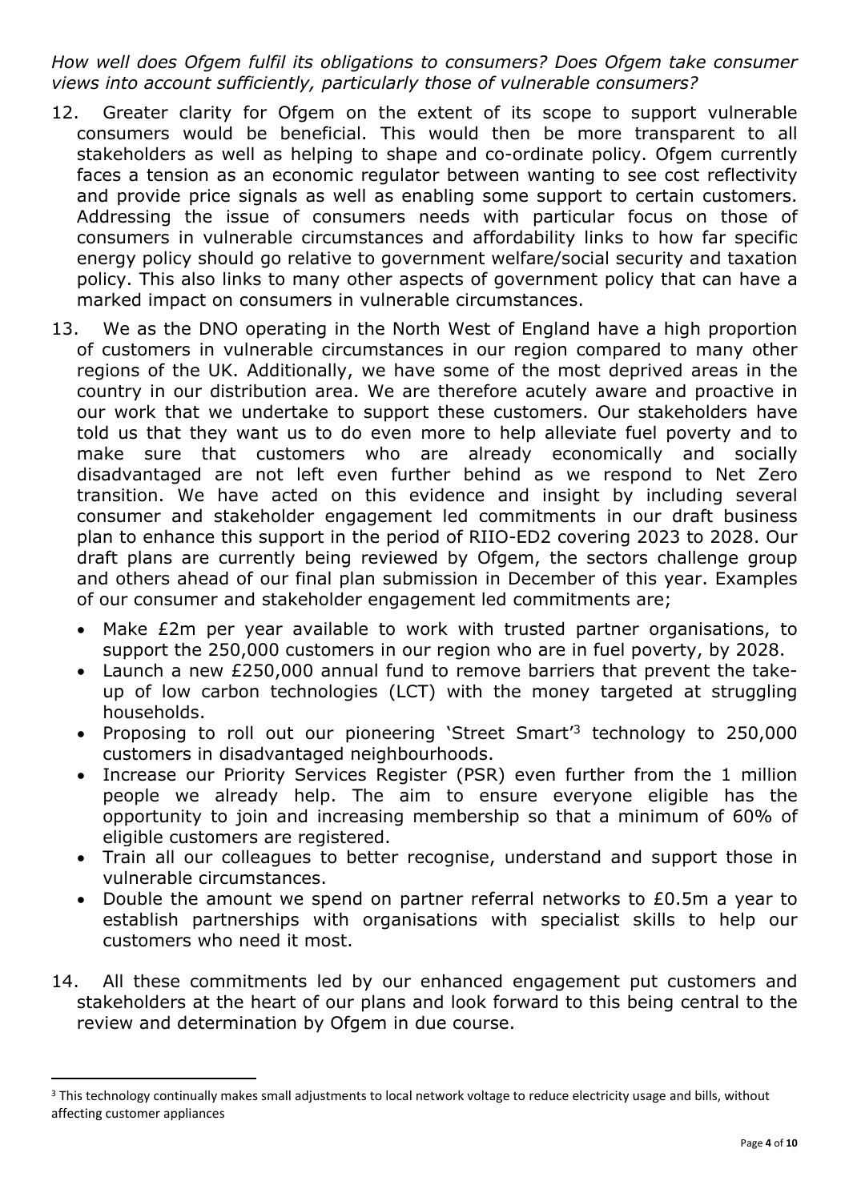*How well does Ofgem fulfil its obligations to consumers? Does Ofgem take consumer views into account sufficiently, particularly those of vulnerable consumers?*

12. Greater clarity for Ofgem on the extent of its scope to support vulnerable consumers would be beneficial. This would then be more transparent to all stakeholders as well as helping to shape and co-ordinate policy. Ofgem currently faces a tension as an economic regulator between wanting to see cost reflectivity and provide price signals as well as enabling some support to certain customers. Addressing the issue of consumers needs with particular focus on those of consumers in vulnerable circumstances and affordability links to how far specific energy policy should go relative to government welfare/social security and taxation policy. This also links to many other aspects of government policy that can have a marked impact on consumers in vulnerable circumstances.

13. We as the DNO operating in the North West of England have a high proportion of customers in vulnerable circumstances in our region compared to many other regions of the UK. Additionally, we have some of the most deprived areas in the country in our distribution area. We are therefore acutely aware and proactive in our work that we undertake to support these customers. Our stakeholders have told us that they want us to do even more to help alleviate fuel poverty and to make sure that customers who are already economically and socially disadvantaged are not left even further behind as we respond to Net Zero transition. We have acted on this evidence and insight by including several consumer and stakeholder engagement led commitments in our draft business plan to enhance this support in the period of RIIO-ED2 covering 2023 to 2028. Our draft plans are currently being reviewed by Ofgem, the sectors challenge group and others ahead of our final plan submission in December of this year. Examples of our consumer and stakeholder engagement led commitments are;

    - Make £2m per year available to work with trusted partner organisations, to support the 250,000 customers in our region who are in fuel poverty, by 2028.
    - Launch a new £250,000 annual fund to remove barriers that prevent the take-up of low carbon technologies (LCT) with the money targeted at struggling households.
    - Proposing to roll out our pioneering 'Street Smart'[3] technology to 250,000 customers in disadvantaged neighbourhoods.
    - Increase our Priority Services Register (PSR) even further from the 1 million people we already help. The aim to ensure everyone eligible has the opportunity to join and increasing membership so that a minimum of 60% of eligible customers are registered.
    - Train all our colleagues to better recognise, understand and support those in vulnerable circumstances.
    - Double the amount we spend on partner referral networks to £0.5m a year to establish partnerships with organisations with specialist skills to help our customers who need it most.

14. All these commitments led by our enhanced engagement put customers and stakeholders at the heart of our plans and look forward to this being central to the review and determination by Ofgem in due course.

---

[3] This technology continually makes small adjustments to local network voltage to reduce electricity usage and bills, without affecting customer appliances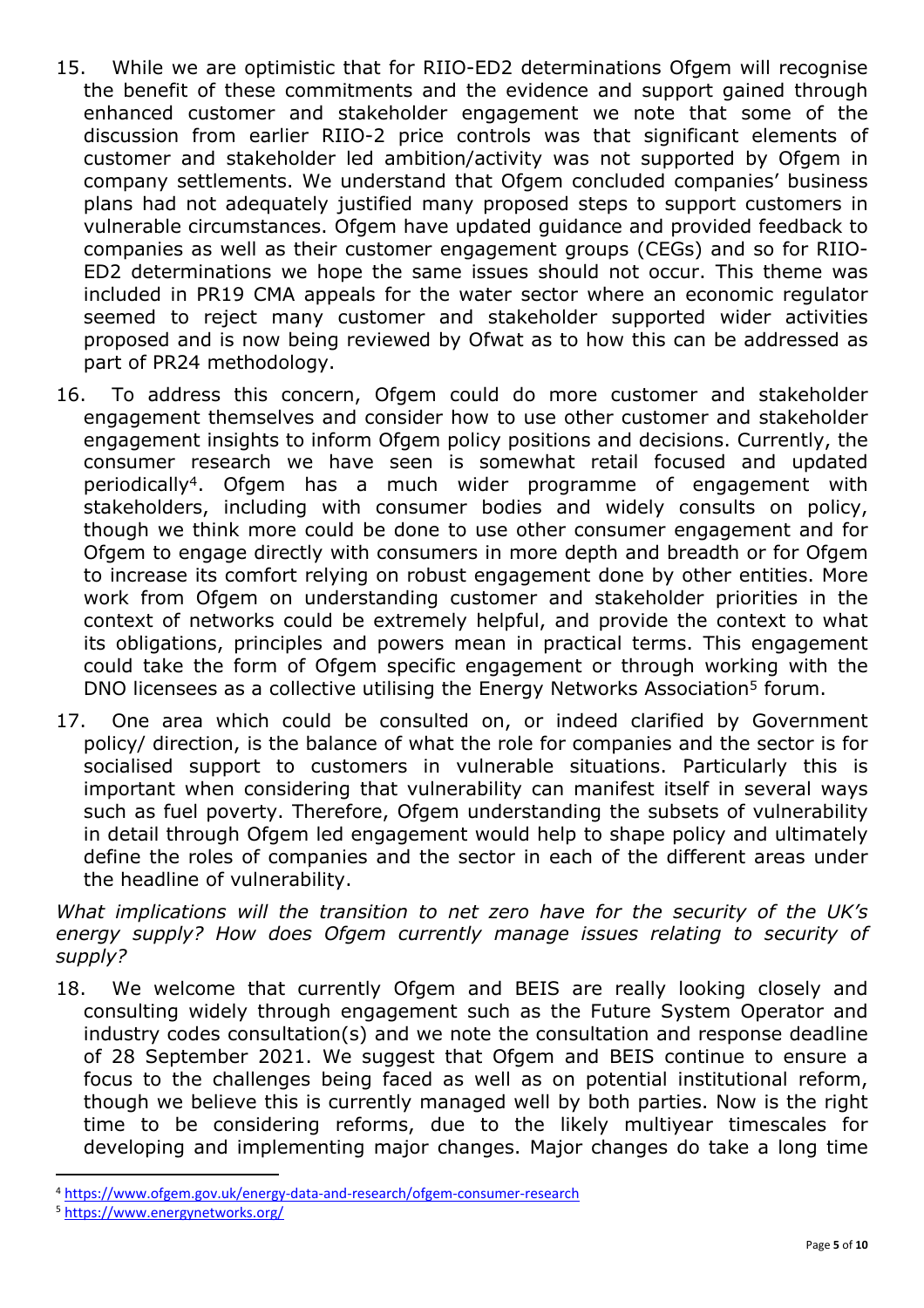15. While we are optimistic that for RIIO-ED2 determinations Ofgem will recognise the benefit of these commitments and the evidence and support gained through enhanced customer and stakeholder engagement we note that some of the discussion from earlier RIIO-2 price controls was that significant elements of customer and stakeholder led ambition/activity was not supported by Ofgem in company settlements. We understand that Ofgem concluded companies' business plans had not adequately justified many proposed steps to support customers in vulnerable circumstances. Ofgem have updated guidance and provided feedback to companies as well as their customer engagement groups (CEGs) and so for RIIO-ED2 determinations we hope the same issues should not occur. This theme was included in PR19 CMA appeals for the water sector where an economic regulator seemed to reject many customer and stakeholder supported wider activities proposed and is now being reviewed by Ofwat as to how this can be addressed as part of PR24 methodology.

16. To address this concern, Ofgem could do more customer and stakeholder engagement themselves and consider how to use other customer and stakeholder engagement insights to inform Ofgem policy positions and decisions. Currently, the consumer research we have seen is somewhat retail focused and updated periodically[4]. Ofgem has a much wider programme of engagement with stakeholders, including with consumer bodies and widely consults on policy, though we think more could be done to use other consumer engagement and for Ofgem to engage directly with consumers in more depth and breadth or for Ofgem to increase its comfort relying on robust engagement done by other entities. More work from Ofgem on understanding customer and stakeholder priorities in the context of networks could be extremely helpful, and provide the context to what its obligations, principles and powers mean in practical terms. This engagement could take the form of Ofgem specific engagement or through working with the DNO licensees as a collective utilising the Energy Networks Association[5] forum.

17. One area which could be consulted on, or indeed clarified by Government policy/ direction, is the balance of what the role for companies and the sector is for socialised support to customers in vulnerable situations. Particularly this is important when considering that vulnerability can manifest itself in several ways such as fuel poverty. Therefore, Ofgem understanding the subsets of vulnerability in detail through Ofgem led engagement would help to shape policy and ultimately define the roles of companies and the sector in each of the different areas under the headline of vulnerability.

*What implications will the transition to net zero have for the security of the UK's energy supply? How does Ofgem currently manage issues relating to security of supply?*

18. We welcome that currently Ofgem and BEIS are really looking closely and consulting widely through engagement such as the Future System Operator and industry codes consultation(s) and we note the consultation and response deadline of 28 September 2021. We suggest that Ofgem and BEIS continue to ensure a focus to the challenges being faced as well as on potential institutional reform, though we believe this is currently managed well by both parties. Now is the right time to be considering reforms, due to the likely multiyear timescales for developing and implementing major changes. Major changes do take a long time

[4] https://www.ofgem.gov.uk/energy-data-and-research/ofgem-consumer-research

[5] https://www.energynetworks.org/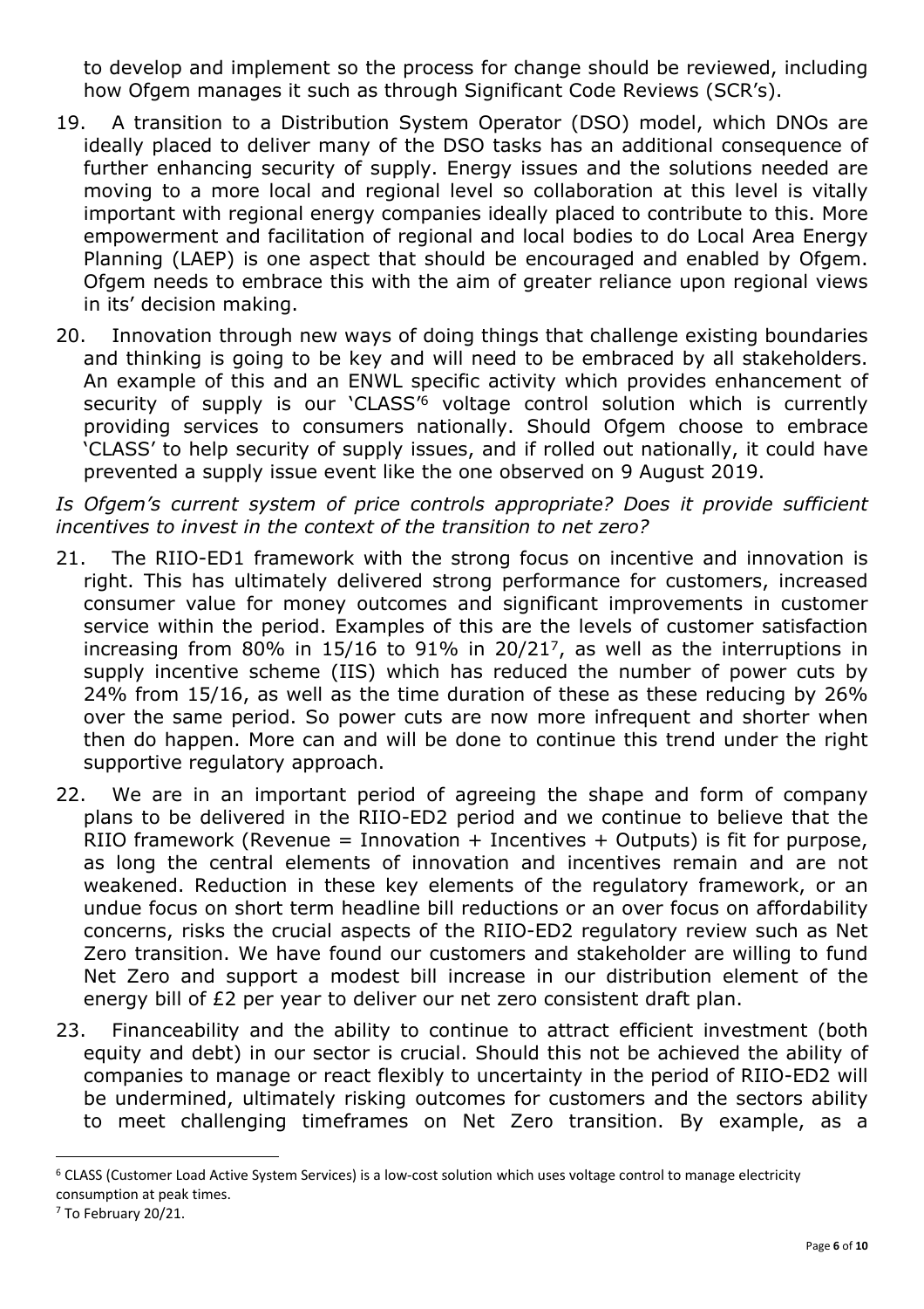to develop and implement so the process for change should be reviewed, including how Ofgem manages it such as through Significant Code Reviews (SCR's).

19. A transition to a Distribution System Operator (DSO) model, which DNOs are ideally placed to deliver many of the DSO tasks has an additional consequence of further enhancing security of supply. Energy issues and the solutions needed are moving to a more local and regional level so collaboration at this level is vitally important with regional energy companies ideally placed to contribute to this. More empowerment and facilitation of regional and local bodies to do Local Area Energy Planning (LAEP) is one aspect that should be encouraged and enabled by Ofgem. Ofgem needs to embrace this with the aim of greater reliance upon regional views in its' decision making.

20. Innovation through new ways of doing things that challenge existing boundaries and thinking is going to be key and will need to be embraced by all stakeholders. An example of this and an ENWL specific activity which provides enhancement of security of supply is our 'CLASS'[6] voltage control solution which is currently providing services to consumers nationally. Should Ofgem choose to embrace 'CLASS' to help security of supply issues, and if rolled out nationally, it could have prevented a supply issue event like the one observed on 9 August 2019.

*Is Ofgem's current system of price controls appropriate? Does it provide sufficient incentives to invest in the context of the transition to net zero?*

21. The RIIO-ED1 framework with the strong focus on incentive and innovation is right. This has ultimately delivered strong performance for customers, increased consumer value for money outcomes and significant improvements in customer service within the period. Examples of this are the levels of customer satisfaction increasing from 80% in 15/16 to 91% in 20/21[7], as well as the interruptions in supply incentive scheme (IIS) which has reduced the number of power cuts by 24% from 15/16, as well as the time duration of these as these reducing by 26% over the same period. So power cuts are now more infrequent and shorter when then do happen. More can and will be done to continue this trend under the right supportive regulatory approach.

22. We are in an important period of agreeing the shape and form of company plans to be delivered in the RIIO-ED2 period and we continue to believe that the RIIO framework (Revenue = Innovation + Incentives + Outputs) is fit for purpose, as long the central elements of innovation and incentives remain and are not weakened. Reduction in these key elements of the regulatory framework, or an undue focus on short term headline bill reductions or an over focus on affordability concerns, risks the crucial aspects of the RIIO-ED2 regulatory review such as Net Zero transition. We have found our customers and stakeholder are willing to fund Net Zero and support a modest bill increase in our distribution element of the energy bill of £2 per year to deliver our net zero consistent draft plan.

23. Financeability and the ability to continue to attract efficient investment (both equity and debt) in our sector is crucial. Should this not be achieved the ability of companies to manage or react flexibly to uncertainty in the period of RIIO-ED2 will be undermined, ultimately risking outcomes for customers and the sectors ability to meet challenging timeframes on Net Zero transition. By example, as a

[6] CLASS (Customer Load Active System Services) is a low-cost solution which uses voltage control to manage electricity consumption at peak times.

[7] To February 20/21.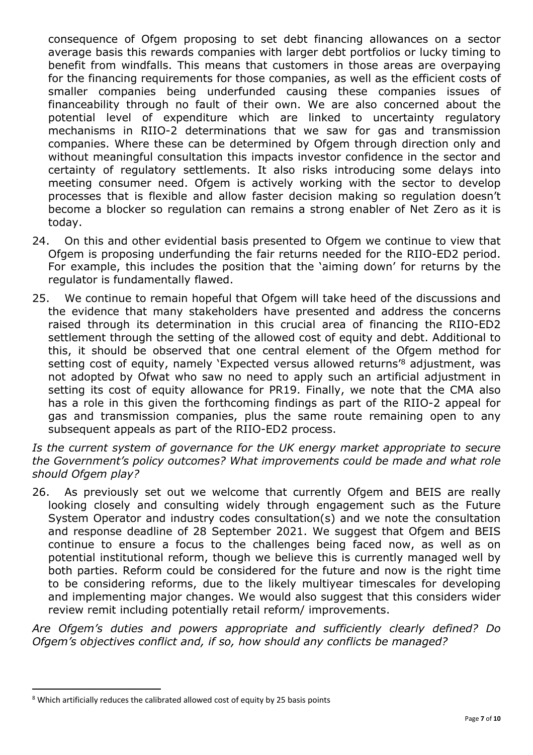consequence of Ofgem proposing to set debt financing allowances on a sector average basis this rewards companies with larger debt portfolios or lucky timing to benefit from windfalls. This means that customers in those areas are overpaying for the financing requirements for those companies, as well as the efficient costs of smaller companies being underfunded causing these companies issues of financeability through no fault of their own. We are also concerned about the potential level of expenditure which are linked to uncertainty regulatory mechanisms in RIIO-2 determinations that we saw for gas and transmission companies. Where these can be determined by Ofgem through direction only and without meaningful consultation this impacts investor confidence in the sector and certainty of regulatory settlements. It also risks introducing some delays into meeting consumer need. Ofgem is actively working with the sector to develop processes that is flexible and allow faster decision making so regulation doesn't become a blocker so regulation can remains a strong enabler of Net Zero as it is today.

24. On this and other evidential basis presented to Ofgem we continue to view that Ofgem is proposing underfunding the fair returns needed for the RIIO-ED2 period. For example, this includes the position that the 'aiming down' for returns by the regulator is fundamentally flawed.

25. We continue to remain hopeful that Ofgem will take heed of the discussions and the evidence that many stakeholders have presented and address the concerns raised through its determination in this crucial area of financing the RIIO-ED2 settlement through the setting of the allowed cost of equity and debt. Additional to this, it should be observed that one central element of the Ofgem method for setting cost of equity, namely 'Expected versus allowed returns'[8] adjustment, was not adopted by Ofwat who saw no need to apply such an artificial adjustment in setting its cost of equity allowance for PR19. Finally, we note that the CMA also has a role in this given the forthcoming findings as part of the RIIO-2 appeal for gas and transmission companies, plus the same route remaining open to any subsequent appeals as part of the RIIO-ED2 process.

*Is the current system of governance for the UK energy market appropriate to secure the Government's policy outcomes? What improvements could be made and what role should Ofgem play?*

26. As previously set out we welcome that currently Ofgem and BEIS are really looking closely and consulting widely through engagement such as the Future System Operator and industry codes consultation(s) and we note the consultation and response deadline of 28 September 2021. We suggest that Ofgem and BEIS continue to ensure a focus to the challenges being faced now, as well as on potential institutional reform, though we believe this is currently managed well by both parties. Reform could be considered for the future and now is the right time to be considering reforms, due to the likely multiyear timescales for developing and implementing major changes. We would also suggest that this considers wider review remit including potentially retail reform/ improvements.

*Are Ofgem's duties and powers appropriate and sufficiently clearly defined? Do Ofgem's objectives conflict and, if so, how should any conflicts be managed?*

---

[8] Which artificially reduces the calibrated allowed cost of equity by 25 basis points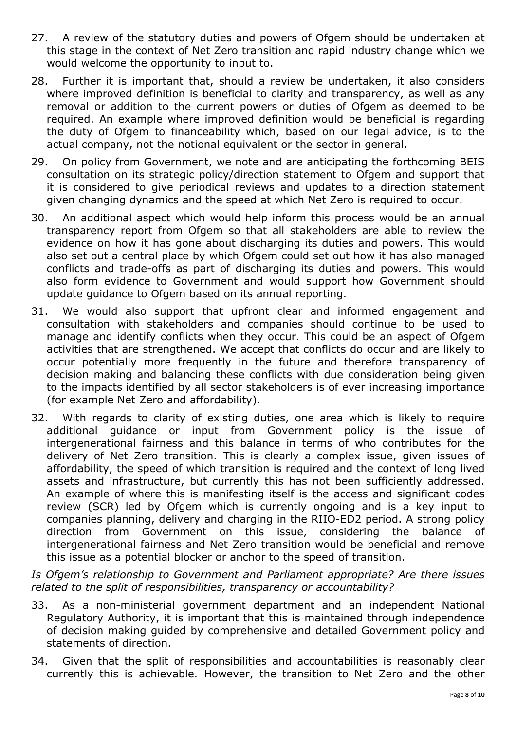27. A review of the statutory duties and powers of Ofgem should be undertaken at this stage in the context of Net Zero transition and rapid industry change which we would welcome the opportunity to input to.

28. Further it is important that, should a review be undertaken, it also considers where improved definition is beneficial to clarity and transparency, as well as any removal or addition to the current powers or duties of Ofgem as deemed to be required. An example where improved definition would be beneficial is regarding the duty of Ofgem to financeability which, based on our legal advice, is to the actual company, not the notional equivalent or the sector in general.

29. On policy from Government, we note and are anticipating the forthcoming BEIS consultation on its strategic policy/direction statement to Ofgem and support that it is considered to give periodical reviews and updates to a direction statement given changing dynamics and the speed at which Net Zero is required to occur.

30. An additional aspect which would help inform this process would be an annual transparency report from Ofgem so that all stakeholders are able to review the evidence on how it has gone about discharging its duties and powers. This would also set out a central place by which Ofgem could set out how it has also managed conflicts and trade-offs as part of discharging its duties and powers. This would also form evidence to Government and would support how Government should update guidance to Ofgem based on its annual reporting.

31. We would also support that upfront clear and informed engagement and consultation with stakeholders and companies should continue to be used to manage and identify conflicts when they occur. This could be an aspect of Ofgem activities that are strengthened. We accept that conflicts do occur and are likely to occur potentially more frequently in the future and therefore transparency of decision making and balancing these conflicts with due consideration being given to the impacts identified by all sector stakeholders is of ever increasing importance (for example Net Zero and affordability).

32. With regards to clarity of existing duties, one area which is likely to require additional guidance or input from Government policy is the issue of intergenerational fairness and this balance in terms of who contributes for the delivery of Net Zero transition. This is clearly a complex issue, given issues of affordability, the speed of which transition is required and the context of long lived assets and infrastructure, but currently this has not been sufficiently addressed. An example of where this is manifesting itself is the access and significant codes review (SCR) led by Ofgem which is currently ongoing and is a key input to companies planning, delivery and charging in the RIIO-ED2 period. A strong policy direction from Government on this issue, considering the balance of intergenerational fairness and Net Zero transition would be beneficial and remove this issue as a potential blocker or anchor to the speed of transition.

*Is Ofgem's relationship to Government and Parliament appropriate? Are there issues related to the split of responsibilities, transparency or accountability?*

33. As a non-ministerial government department and an independent National Regulatory Authority, it is important that this is maintained through independence of decision making guided by comprehensive and detailed Government policy and statements of direction.

34. Given that the split of responsibilities and accountabilities is reasonably clear currently this is achievable. However, the transition to Net Zero and the other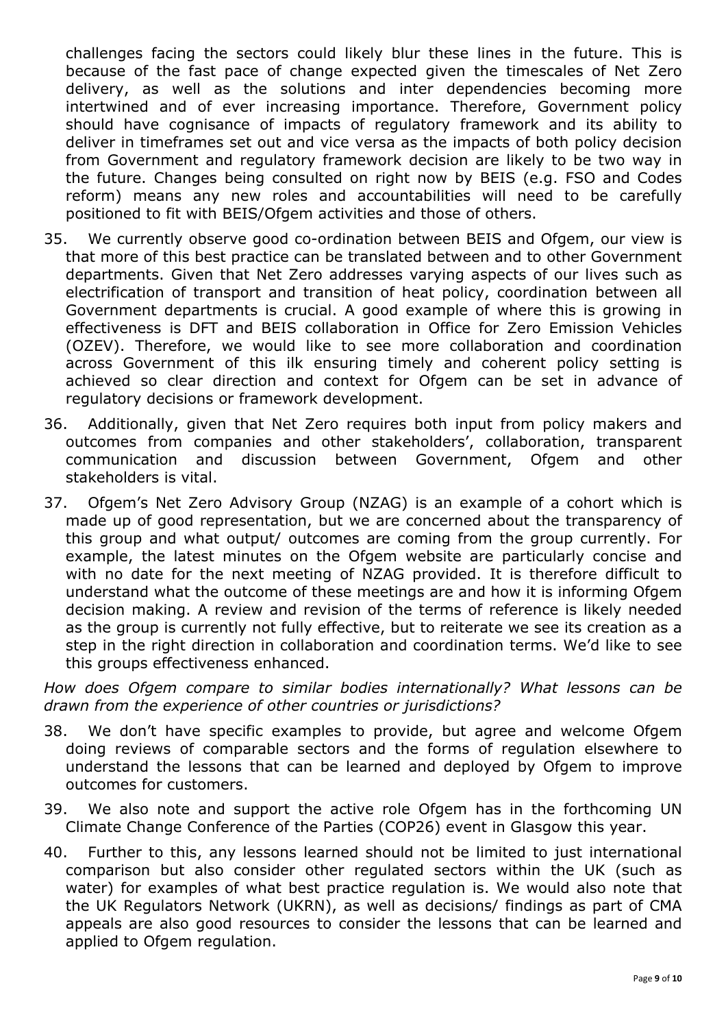challenges facing the sectors could likely blur these lines in the future. This is because of the fast pace of change expected given the timescales of Net Zero delivery, as well as the solutions and inter dependencies becoming more intertwined and of ever increasing importance. Therefore, Government policy should have cognisance of impacts of regulatory framework and its ability to deliver in timeframes set out and vice versa as the impacts of both policy decision from Government and regulatory framework decision are likely to be two way in the future. Changes being consulted on right now by BEIS (e.g. FSO and Codes reform) means any new roles and accountabilities will need to be carefully positioned to fit with BEIS/Ofgem activities and those of others.

35. We currently observe good co-ordination between BEIS and Ofgem, our view is that more of this best practice can be translated between and to other Government departments. Given that Net Zero addresses varying aspects of our lives such as electrification of transport and transition of heat policy, coordination between all Government departments is crucial. A good example of where this is growing in effectiveness is DFT and BEIS collaboration in Office for Zero Emission Vehicles (OZEV). Therefore, we would like to see more collaboration and coordination across Government of this ilk ensuring timely and coherent policy setting is achieved so clear direction and context for Ofgem can be set in advance of regulatory decisions or framework development.

36. Additionally, given that Net Zero requires both input from policy makers and outcomes from companies and other stakeholders', collaboration, transparent communication and discussion between Government, Ofgem and other stakeholders is vital.

37. Ofgem's Net Zero Advisory Group (NZAG) is an example of a cohort which is made up of good representation, but we are concerned about the transparency of this group and what output/ outcomes are coming from the group currently. For example, the latest minutes on the Ofgem website are particularly concise and with no date for the next meeting of NZAG provided. It is therefore difficult to understand what the outcome of these meetings are and how it is informing Ofgem decision making. A review and revision of the terms of reference is likely needed as the group is currently not fully effective, but to reiterate we see its creation as a step in the right direction in collaboration and coordination terms. We'd like to see this groups effectiveness enhanced.

*How does Ofgem compare to similar bodies internationally? What lessons can be drawn from the experience of other countries or jurisdictions?*

38. We don't have specific examples to provide, but agree and welcome Ofgem doing reviews of comparable sectors and the forms of regulation elsewhere to understand the lessons that can be learned and deployed by Ofgem to improve outcomes for customers.

39. We also note and support the active role Ofgem has in the forthcoming UN Climate Change Conference of the Parties (COP26) event in Glasgow this year.

40. Further to this, any lessons learned should not be limited to just international comparison but also consider other regulated sectors within the UK (such as water) for examples of what best practice regulation is. We would also note that the UK Regulators Network (UKRN), as well as decisions/ findings as part of CMA appeals are also good resources to consider the lessons that can be learned and applied to Ofgem regulation.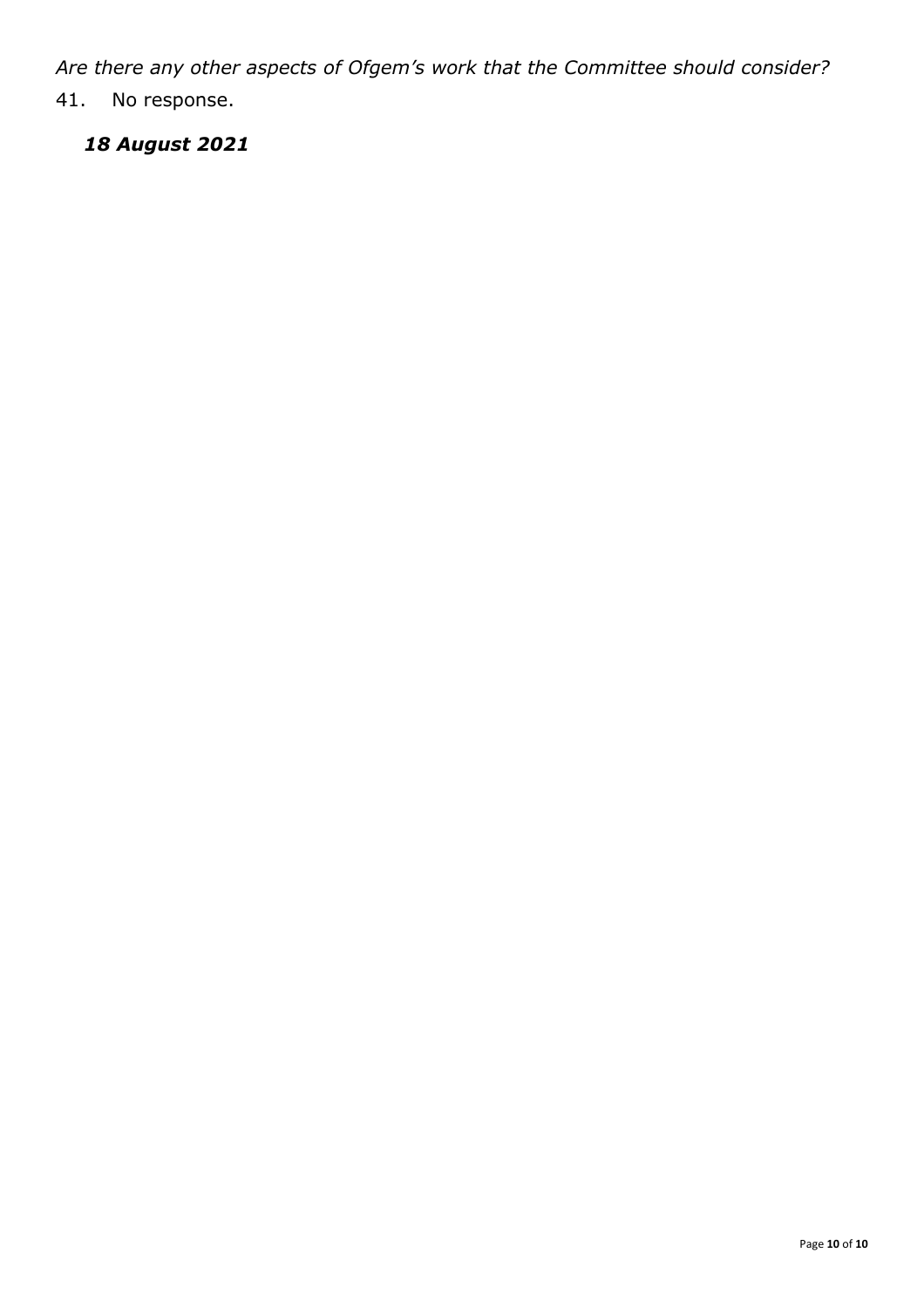*Are there any other aspects of Ofgem's work that the Committee should consider?*

41. No response.

***18 August 2021***